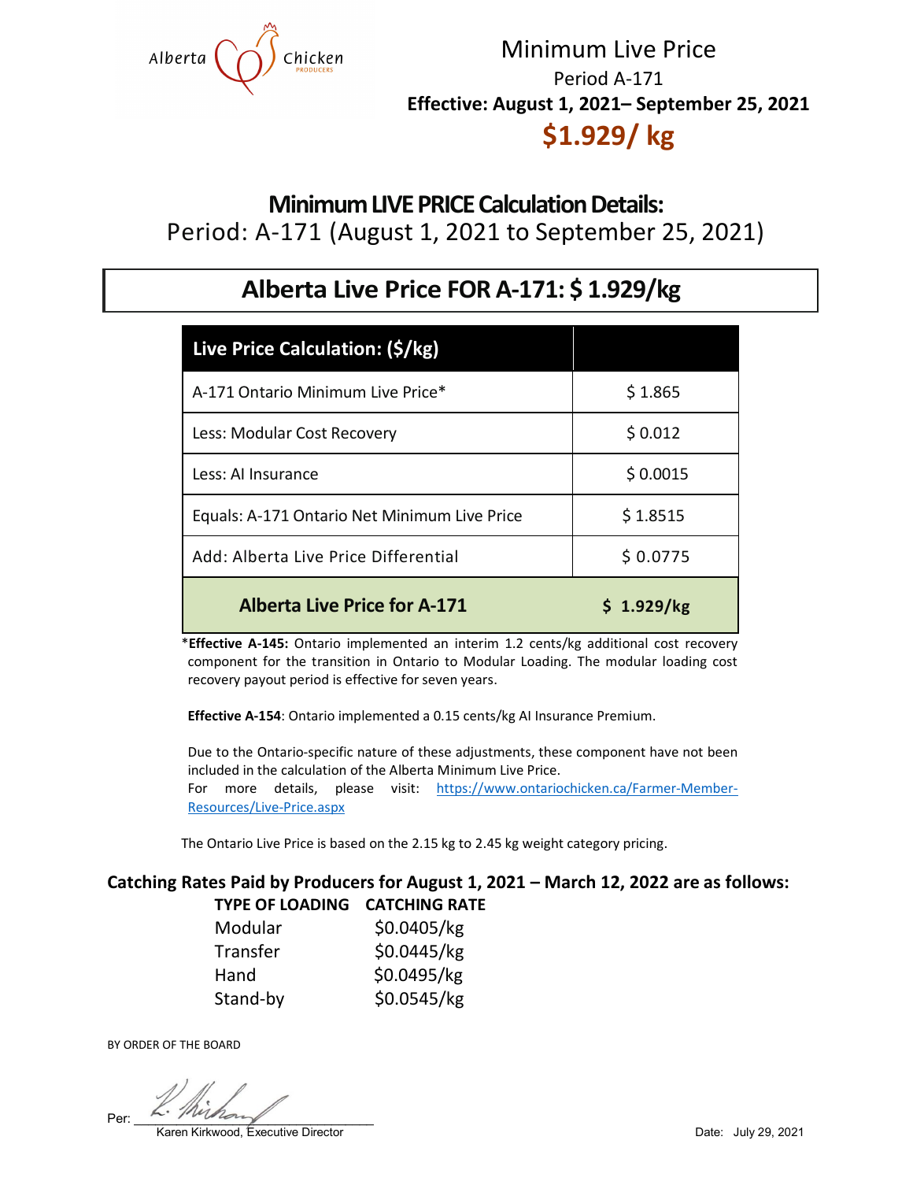Alberta Chicken PRODUCERS

# Minimum Live Price

Period A-171

**Effective: August 1, 2021– September 25, 2021**

## $1.929/ kg

## Minimum LIVE PRICE Calculation Details:

Period: A-171 (August 1, 2021 to September 25, 2021)

## Alberta Live Price FOR A-171: $ 1.929/kg

| Live Price Calculation: ($/kg) | |
|---|---|
| A-171 Ontario Minimum Live Price* | $ 1.865 |
| Less: Modular Cost Recovery | $ 0.012 |
| Less: AI Insurance | $ 0.0015 |
| Equals: A-171 Ontario Net Minimum Live Price | $ 1.8515 |
| Add: Alberta Live Price Differential | $ 0.0775 |
| **Alberta Live Price for A-171** | **$ 1.929/kg** |

\***Effective A-145:** Ontario implemented an interim 1.2 cents/kg additional cost recovery component for the transition in Ontario to Modular Loading. The modular loading cost recovery payout period is effective for seven years.

**Effective A-154**: Ontario implemented a 0.15 cents/kg AI Insurance Premium.

Due to the Ontario-specific nature of these adjustments, these component have not been included in the calculation of the Alberta Minimum Live Price.
For more details, please visit: https://www.ontariochicken.ca/Farmer-Member-Resources/Live-Price.aspx

The Ontario Live Price is based on the 2.15 kg to 2.45 kg weight category pricing.

### Catching Rates Paid by Producers for August 1, 2021 – March 12, 2022 are as follows:

| TYPE OF LOADING | CATCHING RATE |
|---|---|
| Modular | $0.0405/kg |
| Transfer | $0.0445/kg |
| Hand | $0.0495/kg |
| Stand-by | $0.0545/kg |

BY ORDER OF THE BOARD

Per: 

Karen Kirkwood, Executive Director

Date: July 29, 2021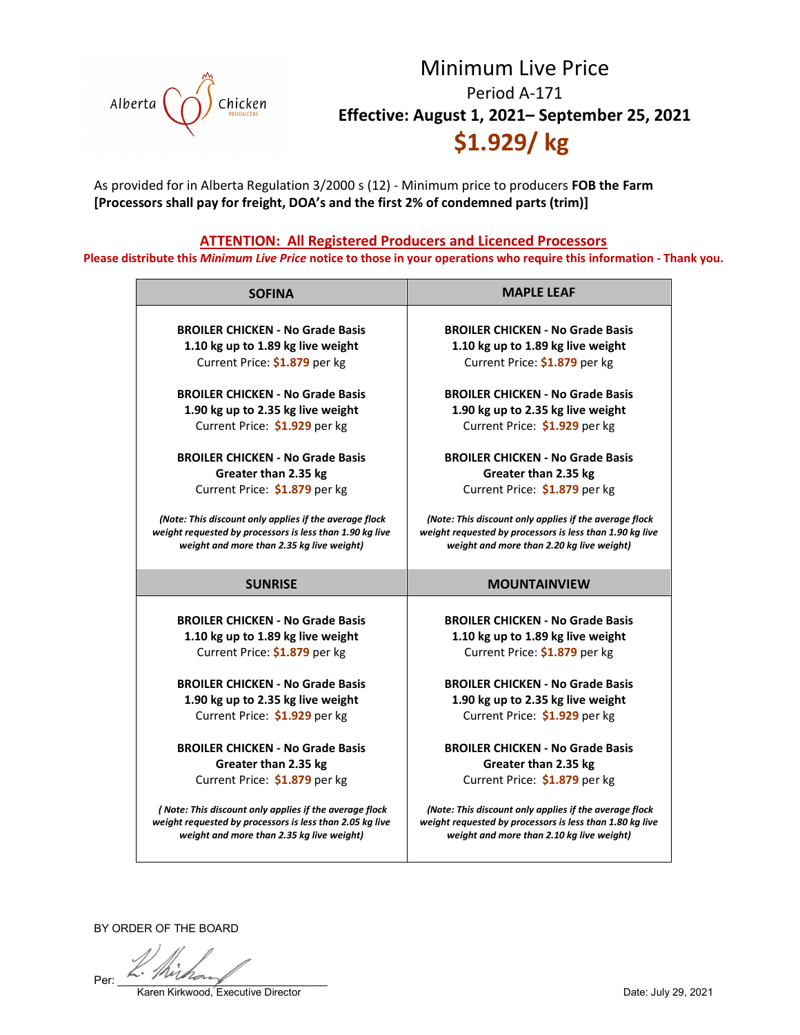Alberta Chicken PRODUCERS

# Minimum Live Price

Period A-171

**Effective: August 1, 2021– September 25, 2021**

## $1.929/ kg

As provided for in Alberta Regulation 3/2000 s (12) - Minimum price to producers **FOB the Farm**
**[Processors shall pay for freight, DOA's and the first 2% of condemned parts (trim)]**

**ATTENTION: All Registered Producers and Licenced Processors**

**Please distribute this *Minimum Live Price* notice to those in your operations who require this information - Thank you.**

| SOFINA | MAPLE LEAF |
|---|---|
| **BROILER CHICKEN - No Grade Basis**<br>**1.10 kg up to 1.89 kg live weight**<br>Current Price: **$1.879** per kg<br><br>**BROILER CHICKEN - No Grade Basis**<br>**1.90 kg up to 2.35 kg live weight**<br>Current Price: **$1.929** per kg<br><br>**BROILER CHICKEN - No Grade Basis**<br>**Greater than 2.35 kg**<br>Current Price: **$1.879** per kg<br><br>***(Note: This discount only applies if the average flock weight requested by processors is less than 1.90 kg live weight and more than 2.35 kg live weight)*** | **BROILER CHICKEN - No Grade Basis**<br>**1.10 kg up to 1.89 kg live weight**<br>Current Price: **$1.879** per kg<br><br>**BROILER CHICKEN - No Grade Basis**<br>**1.90 kg up to 2.35 kg live weight**<br>Current Price: **$1.929** per kg<br><br>**BROILER CHICKEN - No Grade Basis**<br>**Greater than 2.35 kg**<br>Current Price: **$1.879** per kg<br><br>***(Note: This discount only applies if the average flock weight requested by processors is less than 1.90 kg live weight and more than 2.20 kg live weight)*** |
| **SUNRISE** | **MOUNTAINVIEW** |
| **BROILER CHICKEN - No Grade Basis**<br>**1.10 kg up to 1.89 kg live weight**<br>Current Price: **$1.879** per kg<br><br>**BROILER CHICKEN - No Grade Basis**<br>**1.90 kg up to 2.35 kg live weight**<br>Current Price: **$1.929** per kg<br><br>**BROILER CHICKEN - No Grade Basis**<br>**Greater than 2.35 kg**<br>Current Price: **$1.879** per kg<br><br>***( Note: This discount only applies if the average flock weight requested by processors is less than 2.05 kg live weight and more than 2.35 kg live weight)*** | **BROILER CHICKEN - No Grade Basis**<br>**1.10 kg up to 1.89 kg live weight**<br>Current Price: **$1.879** per kg<br><br>**BROILER CHICKEN - No Grade Basis**<br>**1.90 kg up to 2.35 kg live weight**<br>Current Price: **$1.929** per kg<br><br>**BROILER CHICKEN - No Grade Basis**<br>**Greater than 2.35 kg**<br>Current Price: **$1.879** per kg<br><br>***(Note: This discount only applies if the average flock weight requested by processors is less than 1.80 kg live weight and more than 2.10 kg live weight)*** |

BY ORDER OF THE BOARD

Per: ___________________________
Karen Kirkwood, Executive Director

Date: July 29, 2021